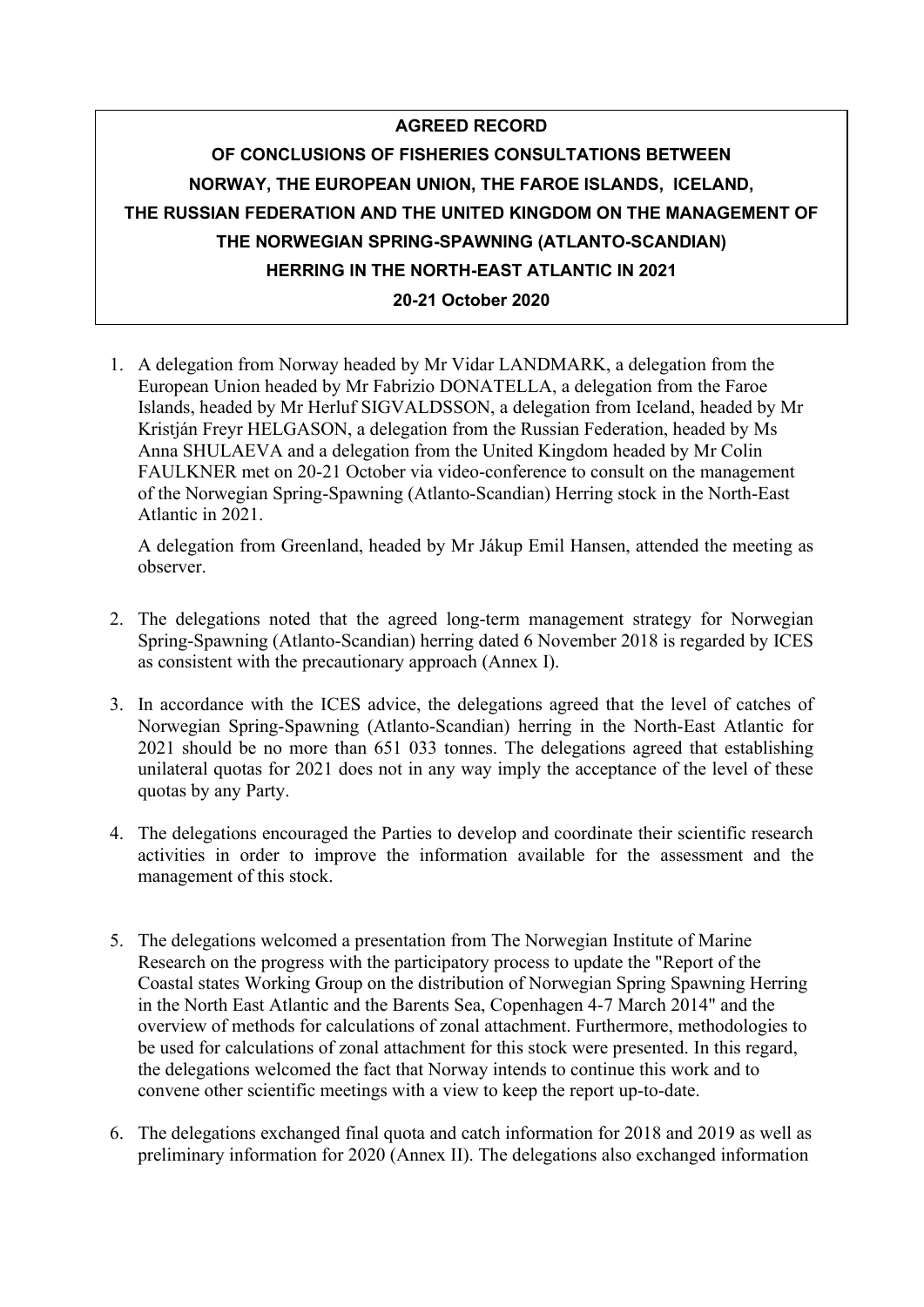**AGREED RECORD**

**OF CONCLUSIONS OF FISHERIES CONSULTATIONS BETWEEN NORWAY, THE EUROPEAN UNION, THE FAROE ISLANDS, ICELAND, THE RUSSIAN FEDERATION AND THE UNITED KINGDOM ON THE MANAGEMENT OF THE NORWEGIAN SPRING-SPAWNING (ATLANTO-SCANDIAN) HERRING IN THE NORTH-EAST ATLANTIC IN 2021**

**20-21 October 2020**

1. A delegation from Norway headed by Mr Vidar LANDMARK, a delegation from the European Union headed by Mr Fabrizio DONATELLA, a delegation from the Faroe Islands, headed by Mr Herluf SIGVALDSSON, a delegation from Iceland, headed by Mr Kristján Freyr HELGASON, a delegation from the Russian Federation, headed by Ms Anna SHULAEVA and a delegation from the United Kingdom headed by Mr Colin FAULKNER met on 20-21 October via video-conference to consult on the management of the Norwegian Spring-Spawning (Atlanto-Scandian) Herring stock in the North-East Atlantic in 2021.

   A delegation from Greenland, headed by Mr Jákup Emil Hansen, attended the meeting as observer.

2. The delegations noted that the agreed long-term management strategy for Norwegian Spring-Spawning (Atlanto-Scandian) herring dated 6 November 2018 is regarded by ICES as consistent with the precautionary approach (Annex I).

3. In accordance with the ICES advice, the delegations agreed that the level of catches of Norwegian Spring-Spawning (Atlanto-Scandian) herring in the North-East Atlantic for 2021 should be no more than 651 033 tonnes. The delegations agreed that establishing unilateral quotas for 2021 does not in any way imply the acceptance of the level of these quotas by any Party.

4. The delegations encouraged the Parties to develop and coordinate their scientific research activities in order to improve the information available for the assessment and the management of this stock.

5. The delegations welcomed a presentation from The Norwegian Institute of Marine Research on the progress with the participatory process to update the "Report of the Coastal states Working Group on the distribution of Norwegian Spring Spawning Herring in the North East Atlantic and the Barents Sea, Copenhagen 4-7 March 2014" and the overview of methods for calculations of zonal attachment. Furthermore, methodologies to be used for calculations of zonal attachment for this stock were presented. In this regard, the delegations welcomed the fact that Norway intends to continue this work and to convene other scientific meetings with a view to keep the report up-to-date.

6. The delegations exchanged final quota and catch information for 2018 and 2019 as well as preliminary information for 2020 (Annex II). The delegations also exchanged information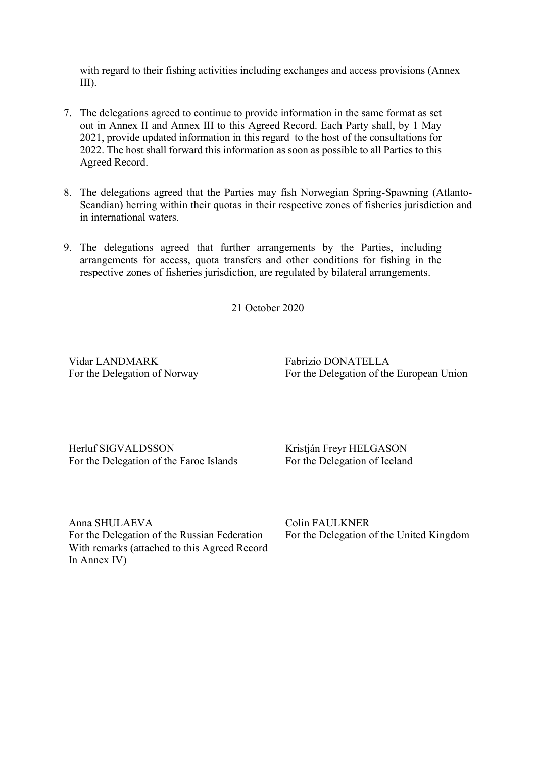with regard to their fishing activities including exchanges and access provisions (Annex III).

7. The delegations agreed to continue to provide information in the same format as set out in Annex II and Annex III to this Agreed Record. Each Party shall, by 1 May 2021, provide updated information in this regard to the host of the consultations for 2022. The host shall forward this information as soon as possible to all Parties to this Agreed Record.

8. The delegations agreed that the Parties may fish Norwegian Spring-Spawning (Atlanto-Scandian) herring within their quotas in their respective zones of fisheries jurisdiction and in international waters.

9. The delegations agreed that further arrangements by the Parties, including arrangements for access, quota transfers and other conditions for fishing in the respective zones of fisheries jurisdiction, are regulated by bilateral arrangements.

21 October 2020

Vidar LANDMARK
For the Delegation of Norway

Fabrizio DONATELLA
For the Delegation of the European Union

Herluf SIGVALDSSON
For the Delegation of the Faroe Islands

Kristján Freyr HELGASON
For the Delegation of Iceland

Anna SHULAEVA
For the Delegation of the Russian Federation
With remarks (attached to this Agreed Record In Annex IV)

Colin FAULKNER
For the Delegation of the United Kingdom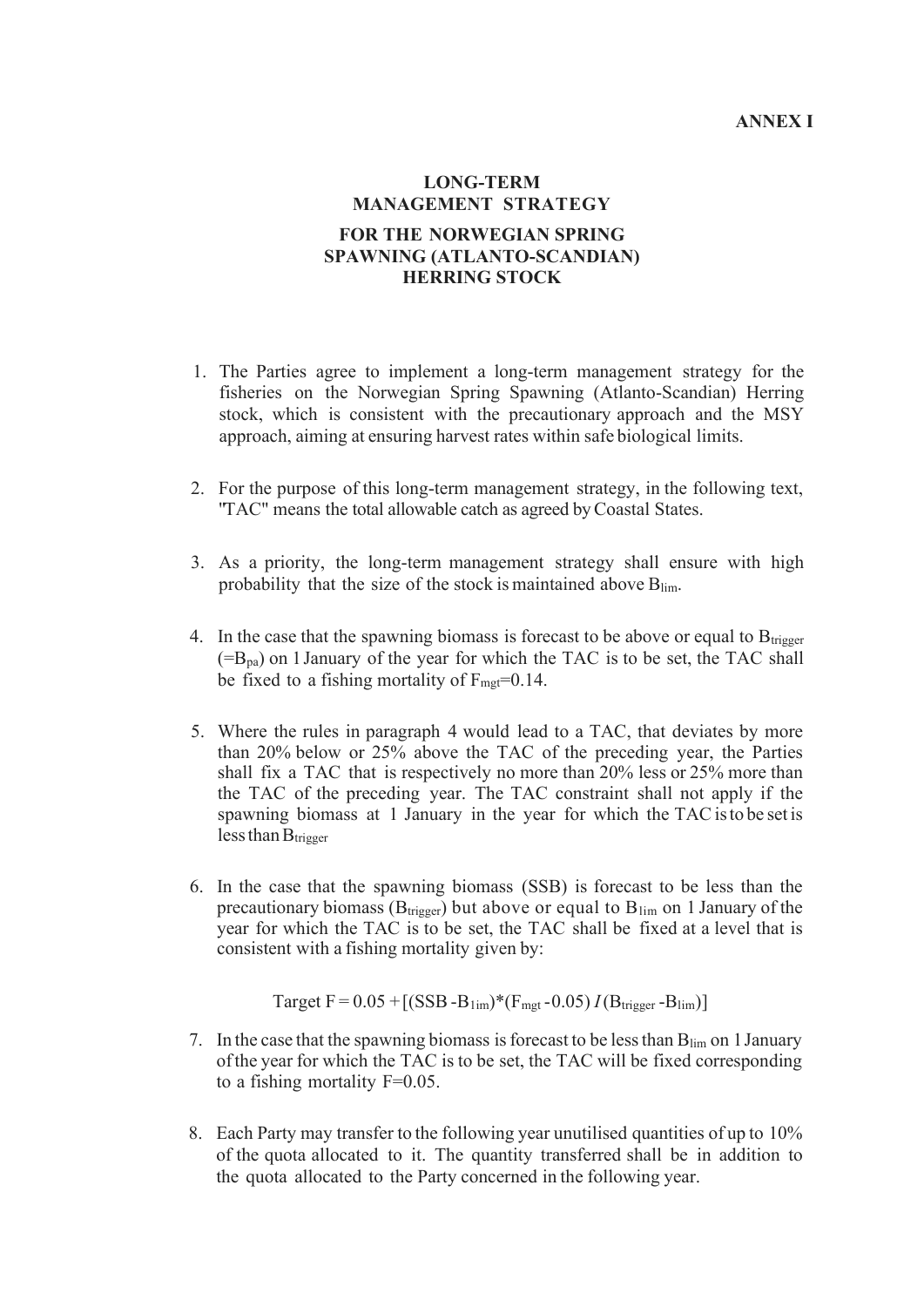**ANNEX I**

# LONG-TERM MANAGEMENT STRATEGY

## FOR THE NORWEGIAN SPRING SPAWNING (ATLANTO-SCANDIAN) HERRING STOCK

1. The Parties agree to implement a long-term management strategy for the fisheries on the Norwegian Spring Spawning (Atlanto-Scandian) Herring stock, which is consistent with the precautionary approach and the MSY approach, aiming at ensuring harvest rates within safe biological limits.

2. For the purpose of this long-term management strategy, in the following text, "TAC" means the total allowable catch as agreed by Coastal States.

3. As a priority, the long-term management strategy shall ensure with high probability that the size of the stock is maintained above $B_{lim}$.

4. In the case that the spawning biomass is forecast to be above or equal to $B_{trigger}$ ($=B_{pa}$) on 1 January of the year for which the TAC is to be set, the TAC shall be fixed to a fishing mortality of $F_{mgt}=0.14$.

5. Where the rules in paragraph 4 would lead to a TAC, that deviates by more than 20% below or 25% above the TAC of the preceding year, the Parties shall fix a TAC that is respectively no more than 20% less or 25% more than the TAC of the preceding year. The TAC constraint shall not apply if the spawning biomass at 1 January in the year for which the TAC is to be set is less than $B_{trigger}$

6. In the case that the spawning biomass (SSB) is forecast to be less than the precautionary biomass ($B_{trigger}$) but above or equal to $B_{lim}$ on 1 January of the year for which the TAC is to be set, the TAC shall be fixed at a level that is consistent with a fishing mortality given by:

   $$\text{Target F} = 0.05 + [(SSB - B_{lim})*(F_{mgt} - 0.05) / (B_{trigger} - B_{lim})]$$

7. In the case that the spawning biomass is forecast to be less than $B_{lim}$ on 1 January of the year for which the TAC is to be set, the TAC will be fixed corresponding to a fishing mortality F=0.05.

8. Each Party may transfer to the following year unutilised quantities of up to 10% of the quota allocated to it. The quantity transferred shall be in addition to the quota allocated to the Party concerned in the following year.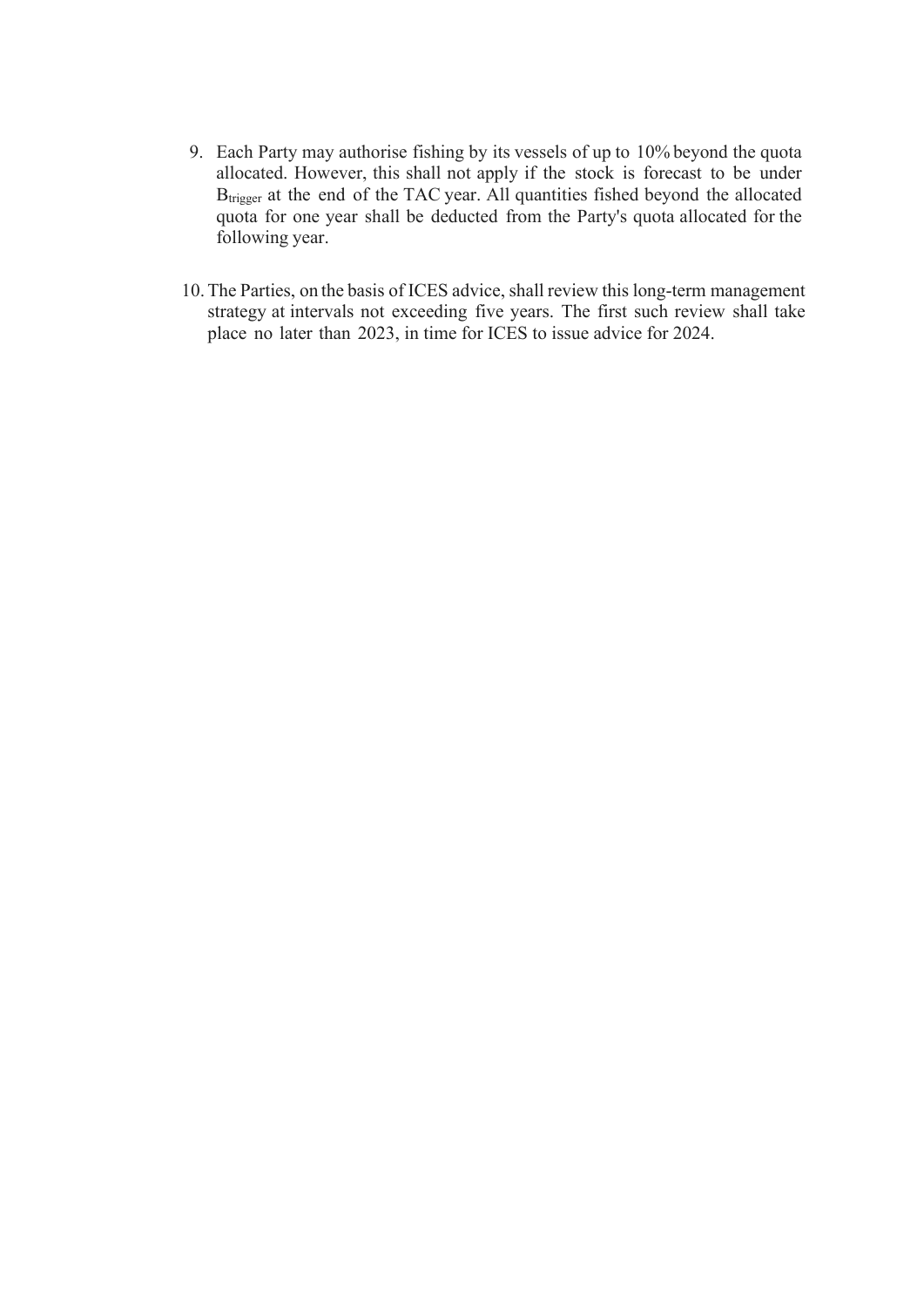9. Each Party may authorise fishing by its vessels of up to 10% beyond the quota allocated. However, this shall not apply if the stock is forecast to be under $B_{trigger}$ at the end of the TAC year. All quantities fished beyond the allocated quota for one year shall be deducted from the Party's quota allocated for the following year.

10. The Parties, on the basis of ICES advice, shall review this long-term management strategy at intervals not exceeding five years. The first such review shall take place no later than 2023, in time for ICES to issue advice for 2024.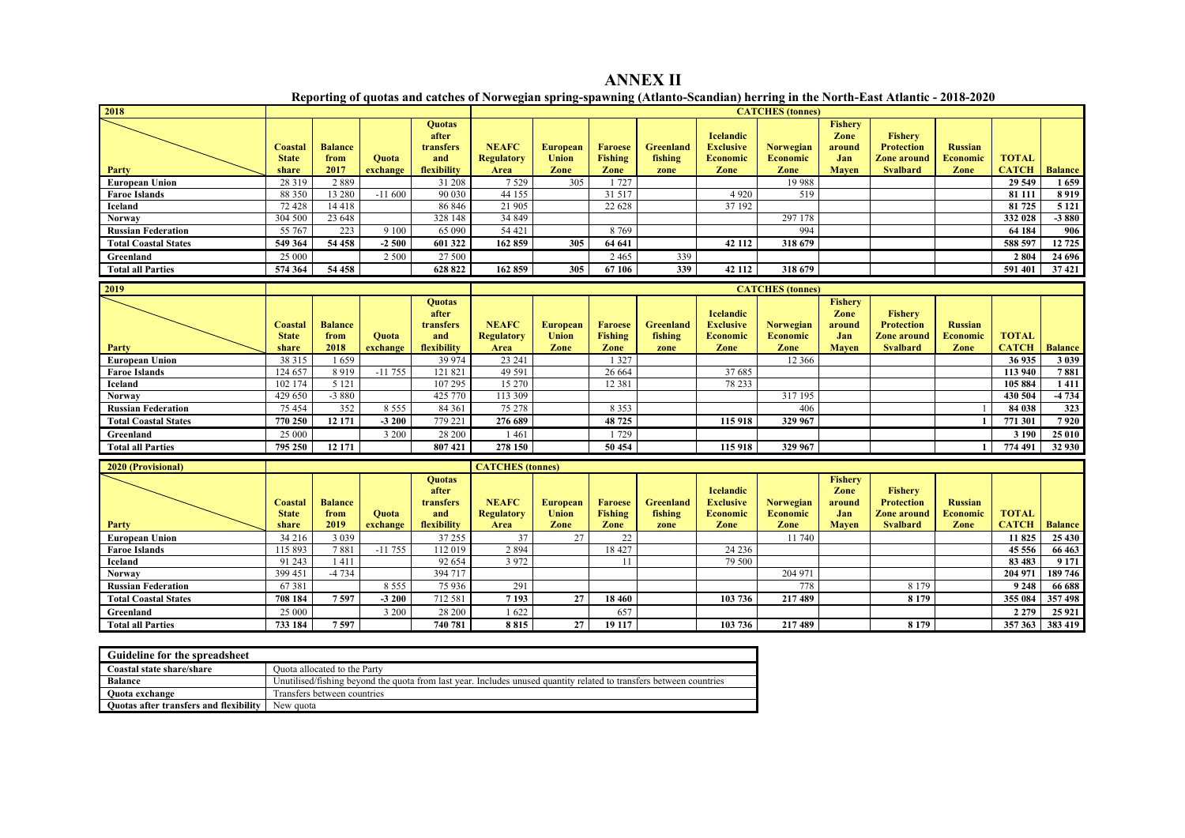# ANNEX II

**Reporting of quotas and catches of Norwegian spring-spawning (Atlanto-Scandian) herring in the North-East Atlantic - 2018-2020**

| 2018 | | | | | CATCHES (tonnes) | | | | | | | | | | |
|---|---|---|---|---|---|---|---|---|---|---|---|---|---|---|---|
| Party | Coastal State share | Balance from 2017 | Quota exchange | Quotas after transfers and flexibility | NEAFC Regulatory Area | European Union Zone | Faroese Fishing Zone | Greenland fishing zone | Icelandic Exclusive Economic Zone | Norwegian Economic Zone | Fishery Zone around Jan Mayen | Fishery Protection Zone around Svalbard | Russian Economic Zone | TOTAL CATCH | Balance |
| **European Union** | 28 319 | 2 889 | | 31 208 | 7 529 | 305 | 1 727 | | | 19 988 | | | | **29 549** | **1 659** |
| **Faroe Islands** | 88 350 | 13 280 | -11 600 | 90 030 | 44 155 | | 31 517 | | 4 920 | 519 | | | | **81 111** | **8 919** |
| **Iceland** | 72 428 | 14 418 | | 86 846 | 21 905 | | 22 628 | | 37 192 | | | | | **81 725** | **5 121** |
| **Norway** | 304 500 | 23 648 | | 328 148 | 34 849 | | | | | 297 178 | | | | **332 028** | **-3 880** |
| **Russian Federation** | 55 767 | 223 | 9 100 | 65 090 | 54 421 | | 8 769 | | | 994 | | | | **64 184** | **906** |
| **Total Coastal States** | **549 364** | **54 458** | **-2 500** | **601 322** | **162 859** | **305** | **64 641** | | **42 112** | **318 679** | | | | **588 597** | **12 725** |
| **Greenland** | 25 000 | | 2 500 | 27 500 | | | 2 465 | 339 | | | | | | **2 804** | **24 696** |
| **Total all Parties** | **574 364** | **54 458** | | **628 822** | **162 859** | **305** | **67 106** | **339** | **42 112** | **318 679** | | | | **591 401** | **37 421** |

| 2019 | | | | | CATCHES (tonnes) | | | | | | | | | | |
|---|---|---|---|---|---|---|---|---|---|---|---|---|---|---|---|
| Party | Coastal State share | Balance from 2018 | Quota exchange | Quotas after transfers and flexibility | NEAFC Regulatory Area | European Union Zone | Faroese Fishing Zone | Greenland fishing zone | Icelandic Exclusive Economic Zone | Norwegian Economic Zone | Fishery Zone around Jan Mayen | Fishery Protection Zone around Svalbard | Russian Economic Zone | TOTAL CATCH | Balance |
| **European Union** | 38 315 | 1 659 | | 39 974 | 23 241 | | 1 327 | | | 12 366 | | | | **36 935** | **3 039** |
| **Faroe Islands** | 124 657 | 8 919 | -11 755 | 121 821 | 49 591 | | 26 664 | | 37 685 | | | | | **113 940** | **7 881** |
| **Iceland** | 102 174 | 5 121 | | 107 295 | 15 270 | | 12 381 | | 78 233 | | | | | **105 884** | **1 411** |
| **Norway** | 429 650 | -3 880 | | 425 770 | 113 309 | | | | | 317 195 | | | | **430 504** | **-4 734** |
| **Russian Federation** | 75 454 | 352 | 8 555 | 84 361 | 75 278 | | 8 353 | | | 406 | | | 1 | **84 038** | **323** |
| **Total Coastal States** | **770 250** | **12 171** | **-3 200** | **779 221** | **276 689** | | **48 725** | | **115 918** | **329 967** | | | **1** | **771 301** | **7 920** |
| **Greenland** | 25 000 | | 3 200 | 28 200 | 1 461 | | 1 729 | | | | | | | **3 190** | **25 010** |
| **Total all Parties** | **795 250** | **12 171** | | **807 421** | **278 150** | | **50 454** | | **115 918** | **329 967** | | | **1** | **774 491** | **32 930** |

| 2020 (Provisional) | | | | | CATCHES (tonnes) | | | | | | | | | | |
|---|---|---|---|---|---|---|---|---|---|---|---|---|---|---|---|
| Party | Coastal State share | Balance from 2019 | Quota exchange | Quotas after transfers and flexibility | NEAFC Regulatory Area | European Union Zone | Faroese Fishing Zone | Greenland fishing zone | Icelandic Exclusive Economic Zone | Norwegian Economic Zone | Fishery Zone around Jan Mayen | Fishery Protection Zone around Svalbard | Russian Economic Zone | TOTAL CATCH | Balance |
| **European Union** | 34 216 | 3 039 | | 37 255 | 37 | 27 | 22 | | | 11 740 | | | | **11 825** | **25 430** |
| **Faroe Islands** | 115 893 | 7 881 | -11 755 | 112 019 | 2 894 | | 18 427 | | 24 236 | | | | | **45 556** | **66 463** |
| **Iceland** | 91 243 | 1 411 | | 92 654 | 3 972 | | 11 | | 79 500 | | | | | **83 483** | **9 171** |
| **Norway** | 399 451 | -4 734 | | 394 717 | | | | | | 204 971 | | | | **204 971** | **189 746** |
| **Russian Federation** | 67 381 | | 8 555 | 75 936 | 291 | | | | | 778 | | 8 179 | | **9 248** | **66 688** |
| **Total Coastal States** | **708 184** | **7 597** | **-3 200** | **712 581** | **7 193** | **27** | **18 460** | | **103 736** | **217 489** | | **8 179** | | **355 084** | **357 498** |
| **Greenland** | 25 000 | | 3 200 | 28 200 | 1 622 | | 657 | | | | | | | **2 279** | **25 921** |
| **Total all Parties** | **733 184** | **7 597** | | **740 781** | **8 815** | **27** | **19 117** | | **103 736** | **217 489** | | **8 179** | | **357 363** | **383 419** |

| Guideline for the spreadsheet | |
|---|---|
| **Coastal state share/share** | Quota allocated to the Party |
| **Balance** | Unutilised/fishing beyond the quota from last year. Includes unused quantity related to transfers between countries |
| **Quota exchange** | Transfers between countries |
| **Quotas after transfers and flexibility** | New quota |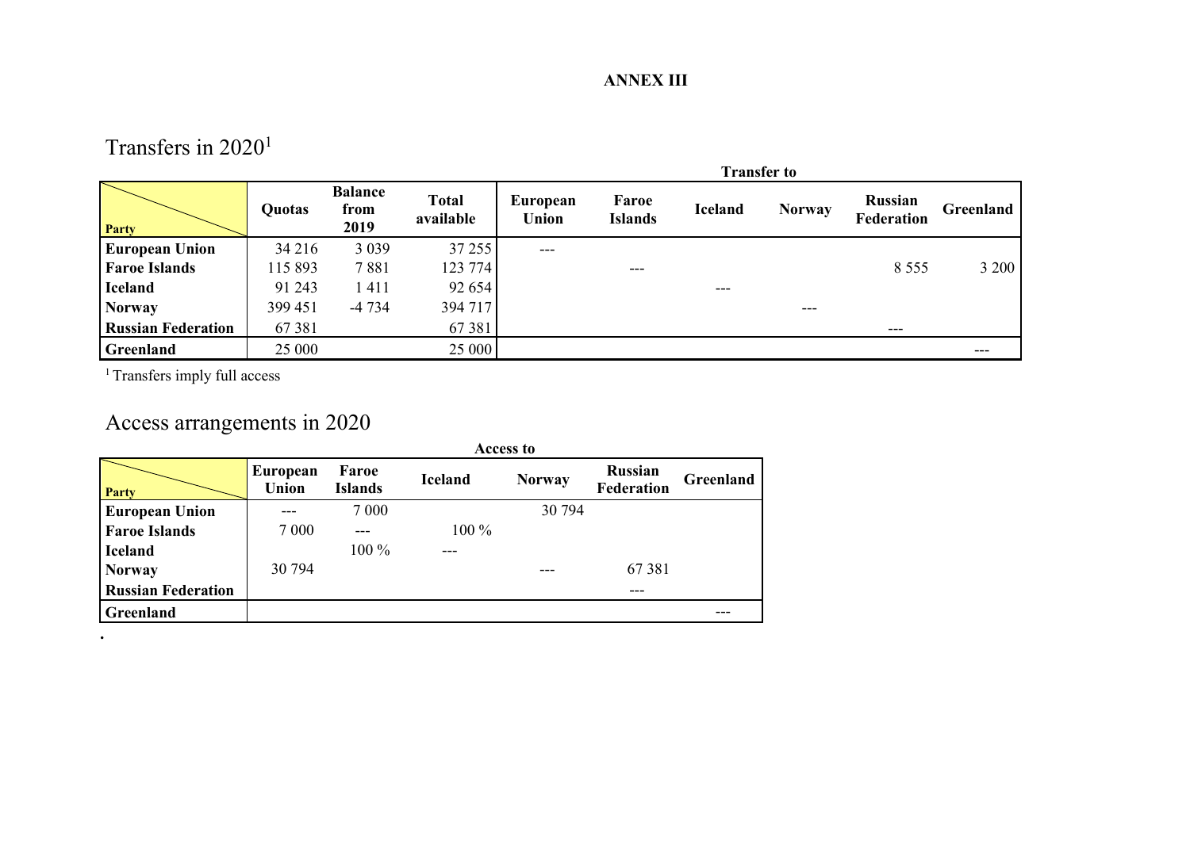**ANNEX III**

# Transfers in 2020[1]

| Party | Quotas | Balance from 2019 | Total available | Transfer to European Union | Transfer to Faroe Islands | Transfer to Iceland | Transfer to Norway | Transfer to Russian Federation | Transfer to Greenland |
|---|---|---|---|---|---|---|---|---|---|
| **European Union** | 34 216 | 3 039 | 37 255 | --- | | | | | |
| **Faroe Islands** | 115 893 | 7 881 | 123 774 | | --- | | | 8 555 | 3 200 |
| **Iceland** | 91 243 | 1 411 | 92 654 | | | --- | | | |
| **Norway** | 399 451 | -4 734 | 394 717 | | | | --- | | |
| **Russian Federation** | 67 381 | | 67 381 | | | | | --- | |
| **Greenland** | 25 000 | | 25 000 | | | | | | --- |

[1] Transfers imply full access

# Access arrangements in 2020

| Party | Access to European Union | Access to Faroe Islands | Access to Iceland | Access to Norway | Access to Russian Federation | Access to Greenland |
|---|---|---|---|---|---|---|
| **European Union** | --- | 7 000 | | 30 794 | | |
| **Faroe Islands** | 7 000 | --- | 100 % | | | |
| **Iceland** | | 100 % | --- | | | |
| **Norway** | 30 794 | | | --- | 67 381 | |
| **Russian Federation** | | | | | --- | |
| **Greenland** | | | | | | --- |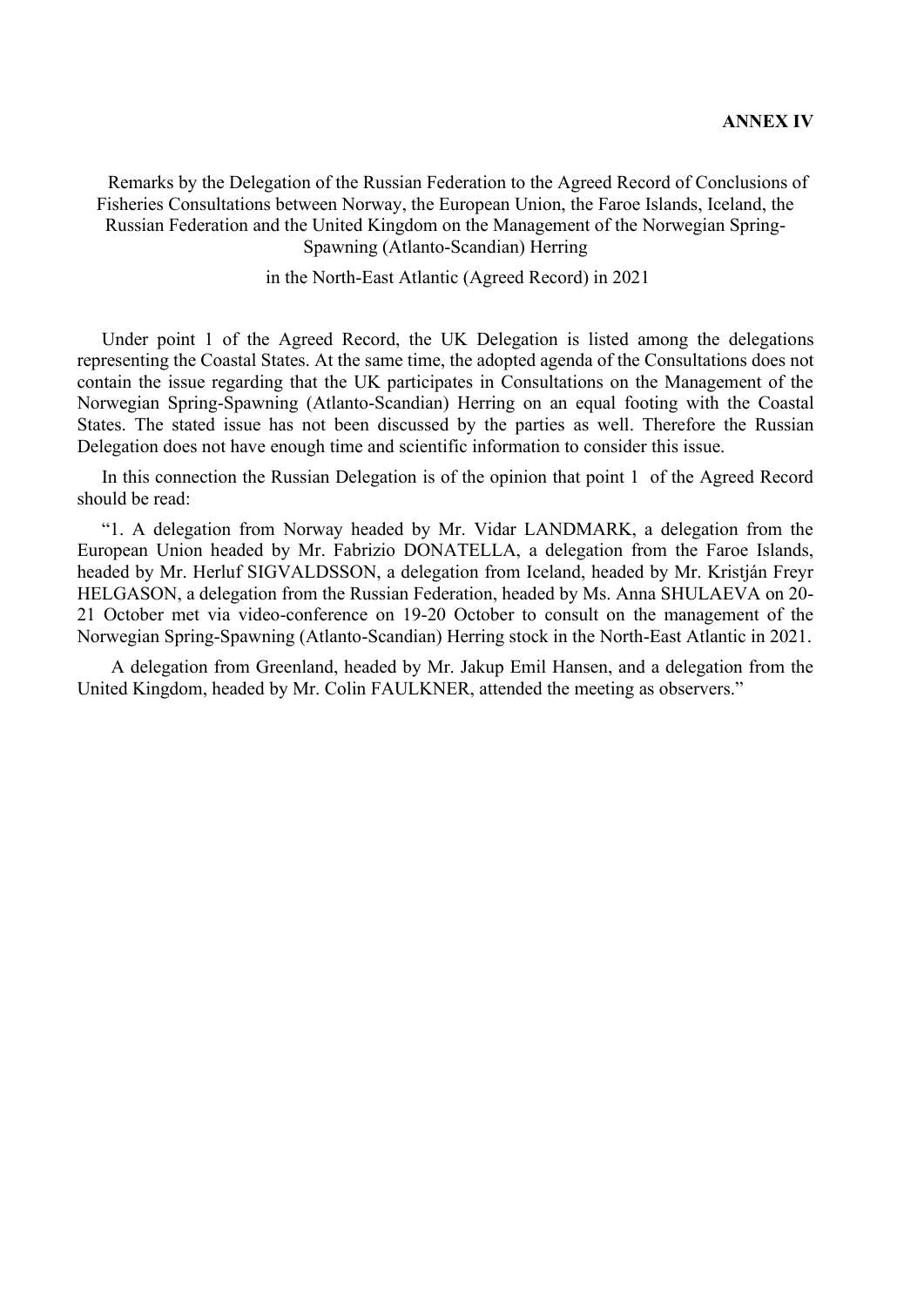**ANNEX IV**

Remarks by the Delegation of the Russian Federation to the Agreed Record of Conclusions of Fisheries Consultations between Norway, the European Union, the Faroe Islands, Iceland, the Russian Federation and the United Kingdom on the Management of the Norwegian Spring-Spawning (Atlanto-Scandian) Herring

in the North-East Atlantic (Agreed Record) in 2021

Under point 1 of the Agreed Record, the UK Delegation is listed among the delegations representing the Coastal States. At the same time, the adopted agenda of the Consultations does not contain the issue regarding that the UK participates in Consultations on the Management of the Norwegian Spring-Spawning (Atlanto-Scandian) Herring on an equal footing with the Coastal States. The stated issue has not been discussed by the parties as well. Therefore the Russian Delegation does not have enough time and scientific information to consider this issue.

In this connection the Russian Delegation is of the opinion that point 1 of the Agreed Record should be read:

"1. A delegation from Norway headed by Mr. Vidar LANDMARK, a delegation from the European Union headed by Mr. Fabrizio DONATELLA, a delegation from the Faroe Islands, headed by Mr. Herluf SIGVALDSSON, a delegation from Iceland, headed by Mr. Kristján Freyr HELGASON, a delegation from the Russian Federation, headed by Ms. Anna SHULAEVA on 20-21 October met via video-conference on 19-20 October to consult on the management of the Norwegian Spring-Spawning (Atlanto-Scandian) Herring stock in the North-East Atlantic in 2021.

A delegation from Greenland, headed by Mr. Jakup Emil Hansen, and a delegation from the United Kingdom, headed by Mr. Colin FAULKNER, attended the meeting as observers."